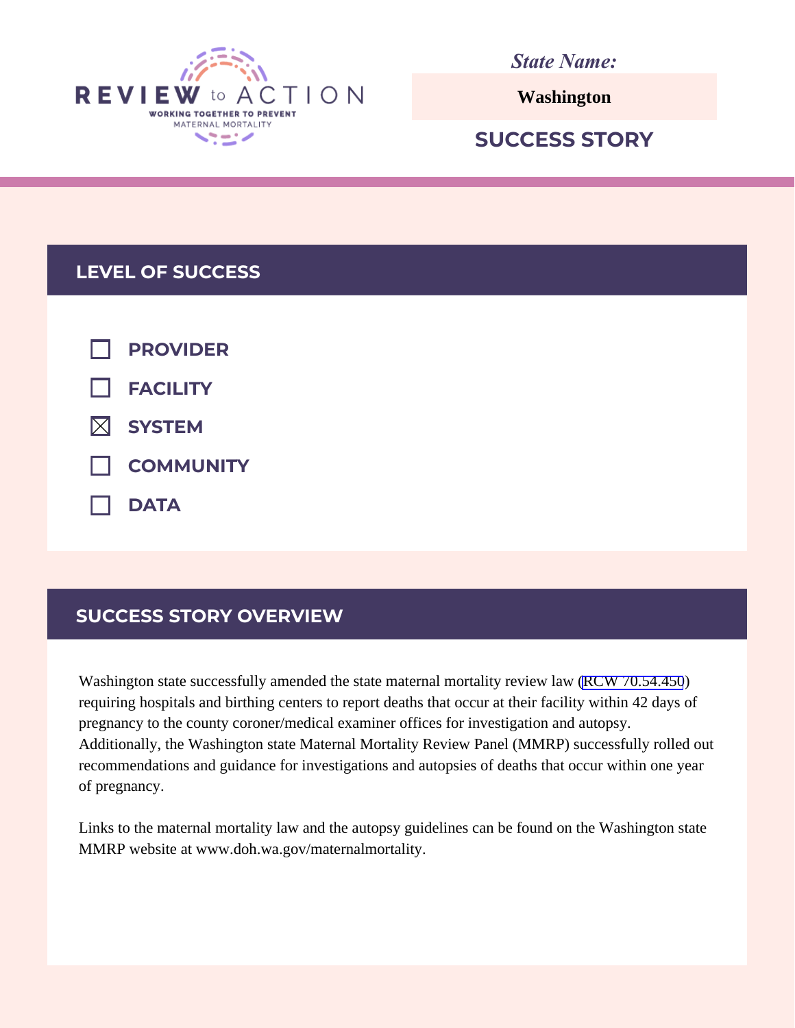REVIEW to ACTION

WORKING TOGETHER TO PREVENT MATERNAL MORTALITY

*State Name:*

**Washington**

## SUCCESS STORY

## LEVEL OF SUCCESS

- [ ] PROVIDER
- [ ] FACILITY
- [x] SYSTEM
- [ ] COMMUNITY
- [ ] DATA

## SUCCESS STORY OVERVIEW

Washington state successfully amended the state maternal mortality review law (RCW 70.54.450) requiring hospitals and birthing centers to report deaths that occur at their facility within 42 days of pregnancy to the county coroner/medical examiner offices for investigation and autopsy. Additionally, the Washington state Maternal Mortality Review Panel (MMRP) successfully rolled out recommendations and guidance for investigations and autopsies of deaths that occur within one year of pregnancy.

Links to the maternal mortality law and the autopsy guidelines can be found on the Washington state MMRP website at www.doh.wa.gov/maternalmortality.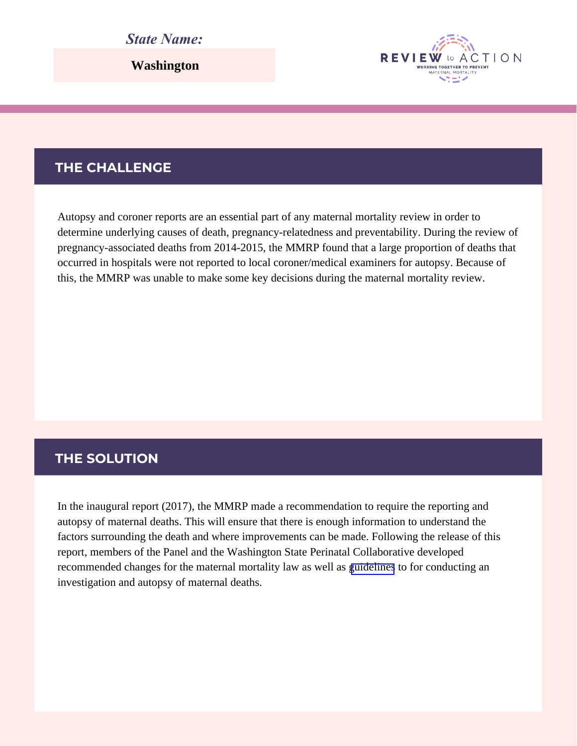*State Name:*

**Washington**

## THE CHALLENGE

Autopsy and coroner reports are an essential part of any maternal mortality review in order to determine underlying causes of death, pregnancy-relatedness and preventability. During the review of pregnancy-associated deaths from 2014-2015, the MMRP found that a large proportion of deaths that occurred in hospitals were not reported to local coroner/medical examiners for autopsy. Because of this, the MMRP was unable to make some key decisions during the maternal mortality review.

## THE SOLUTION

In the inaugural report (2017), the MMRP made a recommendation to require the reporting and autopsy of maternal deaths. This will ensure that there is enough information to understand the factors surrounding the death and where improvements can be made. Following the release of this report, members of the Panel and the Washington State Perinatal Collaborative developed recommended changes for the maternal mortality law as well as guidelines to for conducting an investigation and autopsy of maternal deaths.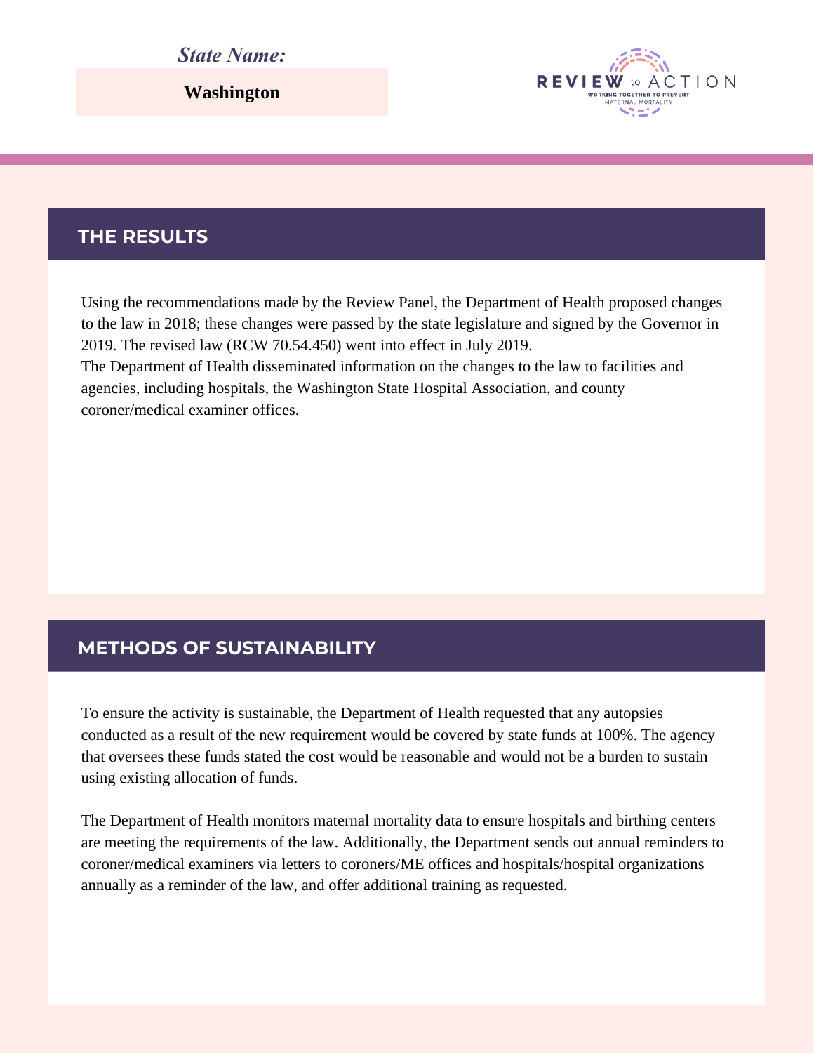*State Name:*

**Washington**

## THE RESULTS

Using the recommendations made by the Review Panel, the Department of Health proposed changes to the law in 2018; these changes were passed by the state legislature and signed by the Governor in 2019. The revised law (RCW 70.54.450) went into effect in July 2019.
The Department of Health disseminated information on the changes to the law to facilities and agencies, including hospitals, the Washington State Hospital Association, and county coroner/medical examiner offices.

## METHODS OF SUSTAINABILITY

To ensure the activity is sustainable, the Department of Health requested that any autopsies conducted as a result of the new requirement would be covered by state funds at 100%. The agency that oversees these funds stated the cost would be reasonable and would not be a burden to sustain using existing allocation of funds.

The Department of Health monitors maternal mortality data to ensure hospitals and birthing centers are meeting the requirements of the law. Additionally, the Department sends out annual reminders to coroner/medical examiners via letters to coroners/ME offices and hospitals/hospital organizations annually as a reminder of the law, and offer additional training as requested.